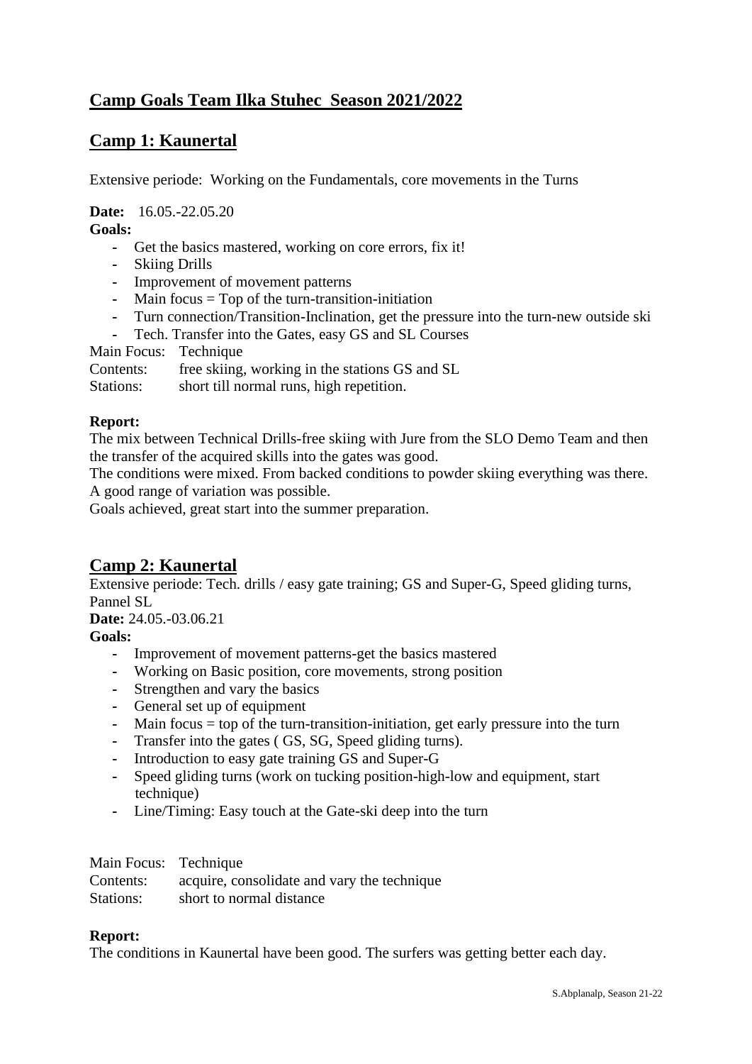## Camp Goals Team Ilka Stuhec Season 2021/2022

## Camp 1: Kaunertal

Extensive periode: Working on the Fundamentals, core movements in the Turns

**Date:** 16.05.-22.05.20

**Goals:**

- Get the basics mastered, working on core errors, fix it!
- Skiing Drills
- Improvement of movement patterns
- Main focus = Top of the turn-transition-initiation
- Turn connection/Transition-Inclination, get the pressure into the turn-new outside ski
- Tech. Transfer into the Gates, easy GS and SL Courses

Main Focus: Technique
Contents: free skiing, working in the stations GS and SL
Stations: short till normal runs, high repetition.

**Report:**

The mix between Technical Drills-free skiing with Jure from the SLO Demo Team and then the transfer of the acquired skills into the gates was good.

The conditions were mixed. From backed conditions to powder skiing everything was there. A good range of variation was possible.

Goals achieved, great start into the summer preparation.

## Camp 2: Kaunertal

Extensive periode: Tech. drills / easy gate training; GS and Super-G, Speed gliding turns, Pannel SL

**Date:** 24.05.-03.06.21

**Goals:**

- Improvement of movement patterns-get the basics mastered
- Working on Basic position, core movements, strong position
- Strengthen and vary the basics
- General set up of equipment
- Main focus = top of the turn-transition-initiation, get early pressure into the turn
- Transfer into the gates ( GS, SG, Speed gliding turns).
- Introduction to easy gate training GS and Super-G
- Speed gliding turns (work on tucking position-high-low and equipment, start technique)
- Line/Timing: Easy touch at the Gate-ski deep into the turn

Main Focus: Technique
Contents: acquire, consolidate and vary the technique
Stations: short to normal distance

**Report:**

The conditions in Kaunertal have been good. The surfers was getting better each day.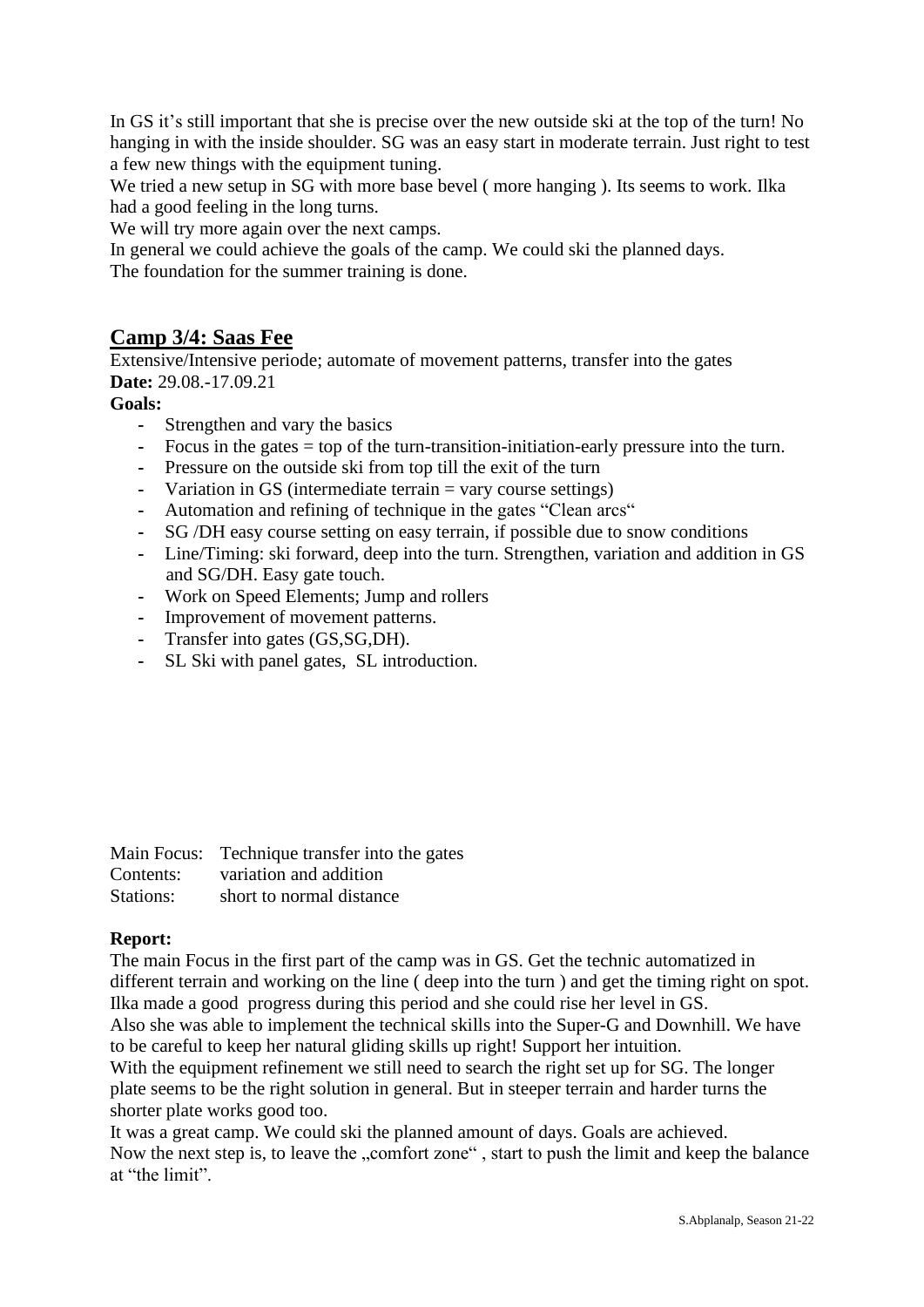In GS it's still important that she is precise over the new outside ski at the top of the turn! No hanging in with the inside shoulder. SG was an easy start in moderate terrain. Just right to test a few new things with the equipment tuning.
We tried a new setup in SG with more base bevel ( more hanging ). Its seems to work. Ilka had a good feeling in the long turns.
We will try more again over the next camps.
In general we could achieve the goals of the camp. We could ski the planned days.
The foundation for the summer training is done.

## Camp 3/4: Saas Fee

Extensive/Intensive periode; automate of movement patterns, transfer into the gates
**Date:** 29.08.-17.09.21
**Goals:**

- Strengthen and vary the basics
- Focus in the gates = top of the turn-transition-initiation-early pressure into the turn.
- Pressure on the outside ski from top till the exit of the turn
- Variation in GS (intermediate terrain = vary course settings)
- Automation and refining of technique in the gates "Clean arcs"
- SG /DH easy course setting on easy terrain, if possible due to snow conditions
- Line/Timing: ski forward, deep into the turn. Strengthen, variation and addition in GS and SG/DH. Easy gate touch.
- Work on Speed Elements; Jump and rollers
- Improvement of movement patterns.
- Transfer into gates (GS,SG,DH).
- SL Ski with panel gates, SL introduction.

Main Focus: Technique transfer into the gates
Contents: variation and addition
Stations: short to normal distance

**Report:**
The main Focus in the first part of the camp was in GS. Get the technic automatized in different terrain and working on the line ( deep into the turn ) and get the timing right on spot. Ilka made a good progress during this period and she could rise her level in GS.
Also she was able to implement the technical skills into the Super-G and Downhill. We have to be careful to keep her natural gliding skills up right! Support her intuition.
With the equipment refinement we still need to search the right set up for SG. The longer plate seems to be the right solution in general. But in steeper terrain and harder turns the shorter plate works good too.
It was a great camp. We could ski the planned amount of days. Goals are achieved.
Now the next step is, to leave the „comfort zone" , start to push the limit and keep the balance at "the limit".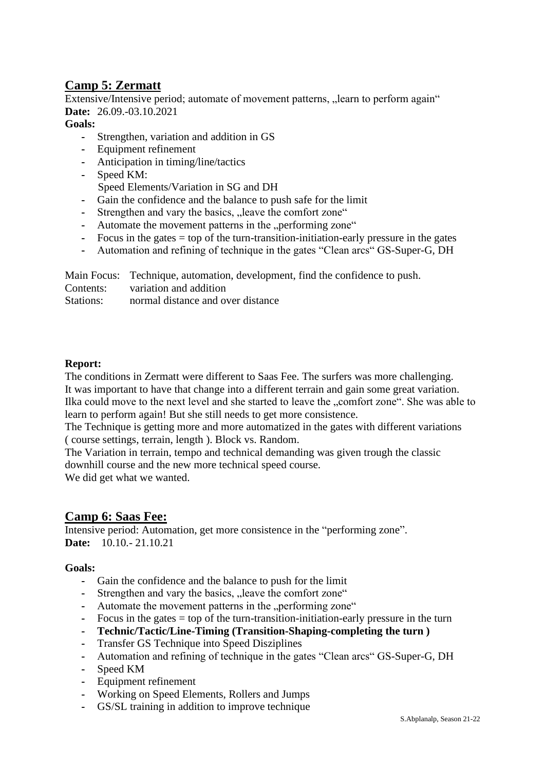## Camp 5: Zermatt

Extensive/Intensive period; automate of movement patterns, „learn to perform again“

**Date:** 26.09.-03.10.2021

**Goals:**

- Strengthen, variation and addition in GS
- Equipment refinement
- Anticipation in timing/line/tactics
- Speed KM:
  Speed Elements/Variation in SG and DH
- Gain the confidence and the balance to push safe for the limit
- Strengthen and vary the basics, „leave the comfort zone“
- Automate the movement patterns in the „performing zone“
- Focus in the gates = top of the turn-transition-initiation-early pressure in the gates
- Automation and refining of technique in the gates “Clean arcs“ GS-Super-G, DH

Main Focus: Technique, automation, development, find the confidence to push.
Contents: variation and addition
Stations: normal distance and over distance

**Report:**

The conditions in Zermatt were different to Saas Fee. The surfers was more challenging.
It was important to have that change into a different terrain and gain some great variation.
Ilka could move to the next level and she started to leave the „comfort zone“. She was able to learn to perform again! But she still needs to get more consistence.
The Technique is getting more and more automatized in the gates with different variations ( course settings, terrain, length ). Block vs. Random.
The Variation in terrain, tempo and technical demanding was given trough the classic downhill course and the new more technical speed course.
We did get what we wanted.

## Camp 6: Saas Fee:

Intensive period: Automation, get more consistence in the “performing zone”.

**Date:** 10.10.- 21.10.21

**Goals:**

- Gain the confidence and the balance to push for the limit
- Strengthen and vary the basics, „leave the comfort zone“
- Automate the movement patterns in the „performing zone“
- Focus in the gates = top of the turn-transition-initiation-early pressure in the turn
- **Technic/Tactic/Line-Timing (Transition-Shaping-completing the turn )**
- Transfer GS Technique into Speed Disziplines
- Automation and refining of technique in the gates “Clean arcs“ GS-Super-G, DH
- Speed KM
- Equipment refinement
- Working on Speed Elements, Rollers and Jumps
- GS/SL training in addition to improve technique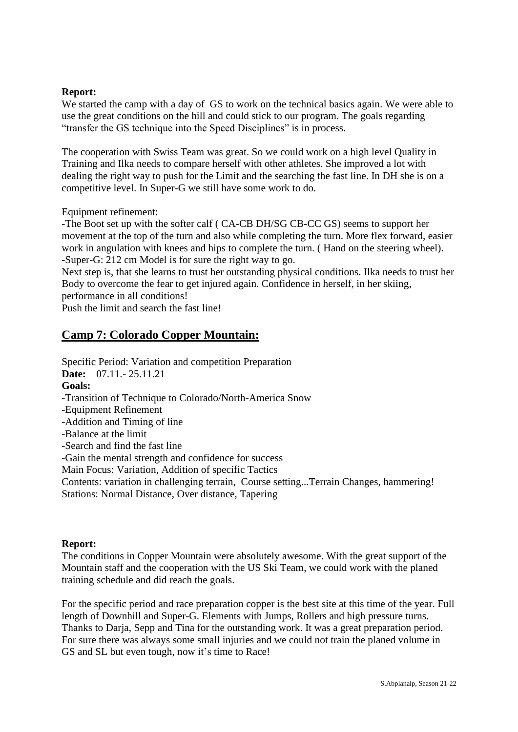**Report:**

We started the camp with a day of  GS to work on the technical basics again. We were able to use the great conditions on the hill and could stick to our program. The goals regarding "transfer the GS technique into the Speed Disciplines" is in process.

The cooperation with Swiss Team was great. So we could work on a high level Quality in Training and Ilka needs to compare herself with other athletes. She improved a lot with dealing the right way to push for the Limit and the searching the fast line. In DH she is on a competitive level. In Super-G we still have some work to do.

Equipment refinement:

-The Boot set up with the softer calf ( CA-CB DH/SG CB-CC GS) seems to support her movement at the top of the turn and also while completing the turn. More flex forward, easier work in angulation with knees and hips to complete the turn. ( Hand on the steering wheel).

-Super-G: 212 cm Model is for sure the right way to go.

Next step is, that she learns to trust her outstanding physical conditions. Ilka needs to trust her Body to overcome the fear to get injured again. Confidence in herself, in her skiing, performance in all conditions!

Push the limit and search the fast line!

## Camp 7: Colorado Copper Mountain:

Specific Period: Variation and competition Preparation

**Date:** 07.11.- 25.11.21

**Goals:**

-Transition of Technique to Colorado/North-America Snow

-Equipment Refinement

-Addition and Timing of line

-Balance at the limit

-Search and find the fast line

-Gain the mental strength and confidence for success

Main Focus: Variation, Addition of specific Tactics

Contents: variation in challenging terrain,  Course setting...Terrain Changes, hammering!

Stations: Normal Distance, Over distance, Tapering

**Report:**

The conditions in Copper Mountain were absolutely awesome. With the great support of the Mountain staff and the cooperation with the US Ski Team, we could work with the planed training schedule and did reach the goals.

For the specific period and race preparation copper is the best site at this time of the year. Full length of Downhill and Super-G. Elements with Jumps, Rollers and high pressure turns. Thanks to Darja, Sepp and Tina for the outstanding work. It was a great preparation period. For sure there was always some small injuries and we could not train the planed volume in GS and SL but even tough, now it's time to Race!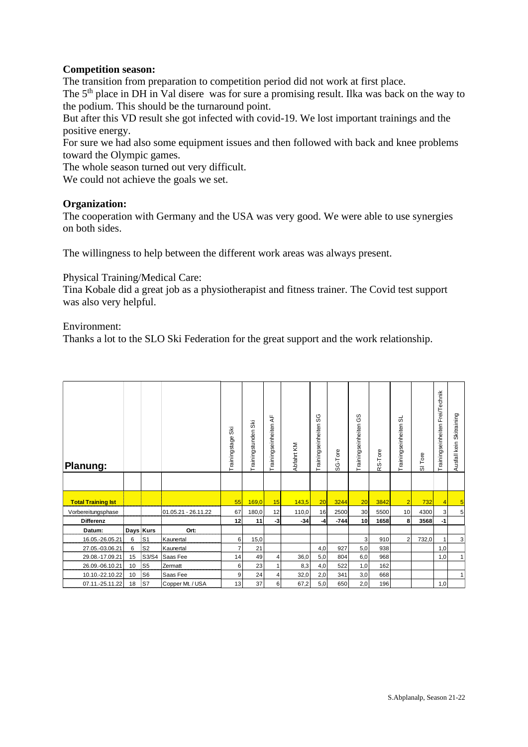**Competition season:**

The transition from preparation to competition period did not work at first place.

The 5th place in DH in Val disere was for sure a promising result. Ilka was back on the way to the podium. This should be the turnaround point.

But after this VD result she got infected with covid-19. We lost important trainings and the positive energy.

For sure we had also some equipment issues and then followed with back and knee problems toward the Olympic games.

The whole season turned out very difficult.

We could not achieve the goals we set.

**Organization:**

The cooperation with Germany and the USA was very good. We were able to use synergies on both sides.

The willingness to help between the different work areas was always present.

Physical Training/Medical Care:

Tina Kobale did a great job as a physiotherapist and fitness trainer. The Covid test support was also very helpful.

Environment:

Thanks a lot to the SLO Ski Federation for the great support and the work relationship.

| **Planung:** | | | | Trainingstage Ski | Trainingsstunden Ski | Trainingseinheiten AF | Abfahrt KM | Trainingseinheiten SG | SG-Tore | Trainingseinheiten GS | RS-Tore | Trainingseinheiten SL | Sl Tore | Trainingseinheiten Frei/Technik | Ausfall kein Skitraining |
|---|---|---|---|---|---|---|---|---|---|---|---|---|---|---|---|
| **Total Training Ist** | | | | 55 | 169,0 | 15 | 143,5 | 20 | 3244 | 20 | 3842 | 2 | 732 | 4 | 5 |
| Vorbereitungsphase | | | 01.05.21 - 26.11.22 | 67 | 180,0 | 12 | 110,0 | 16 | 2500 | 30 | 5500 | 10 | 4300 | 3 | 5 |
| **Differenz** | | | | **12** | **11** | **-3** | **-34** | **-4** | **-744** | **10** | **1658** | **8** | **3568** | **-1** | |
| **Datum:** | **Days** | **Kurs** | **Ort:** | | | | | | | | | | | | |
| 16.05.-26.05.21 | 6 | S1 | Kaunertal | 6 | 15,0 | | | | | 3 | 910 | 2 | 732,0 | 1 | 3 |
| 27.05.-03.06.21 | 6 | S2 | Kaunertal | 7 | 21 | | | 4,0 | 927 | 5,0 | 938 | | | 1,0 | |
| 29.08.-17.09.21 | 15 | S3/S4 | Saas Fee | 14 | 49 | 4 | 36,0 | 5,0 | 804 | 6,0 | 968 | | | 1,0 | 1 |
| 26.09.-06.10.21 | 10 | S5 | Zermatt | 6 | 23 | 1 | 8,3 | 4,0 | 522 | 1,0 | 162 | | | | |
| 10.10.-22.10.22 | 10 | S6 | Saas Fee | 9 | 24 | 4 | 32,0 | 2,0 | 341 | 3,0 | 668 | | | | 1 |
| 07.11.-25.11.22 | 18 | S7 | Copper Mt. / USA | 13 | 37 | 6 | 67,2 | 5,0 | 650 | 2,0 | 196 | | | 1,0 | |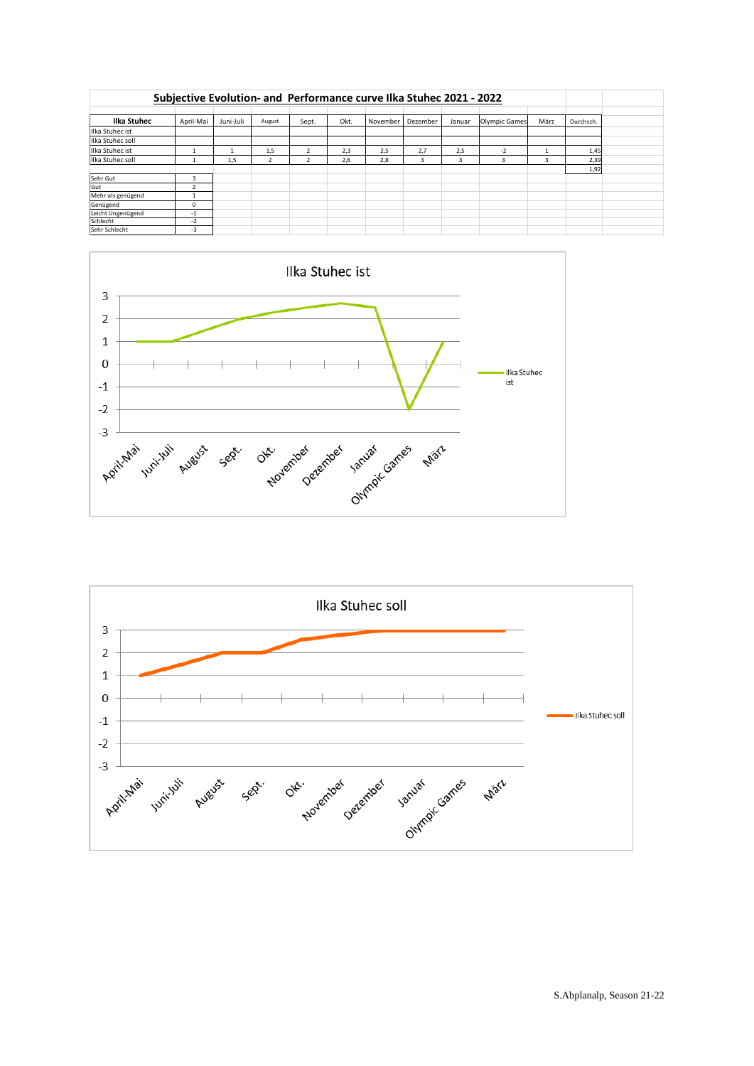## Subjective Evolution- and Performance curve Ilka Stuhec 2021 - 2022

| Ilka Stuhec | April-Mai | Juni-Juli | August | Sept. | Okt. | November | Dezember | Januar | Olympic Games | März | Durchsch. |
|---|---|---|---|---|---|---|---|---|---|---|---|
| Ilka Stuhec ist | | | | | | | | | | | |
| Ilka Stuhec soll | | | | | | | | | | | |
| Ilka Stuhec ist | 1 | 1 | 1,5 | 2 | 2,3 | 2,5 | 2,7 | 2,5 | -2 | 1 | 1,45 |
| Ilka Stuhec soll | 1 | 1,5 | 2 | 2 | 2,6 | 2,8 | 3 | 3 | 3 | 3 | 2,39 |
| | | | | | | | | | | | 1,92 |

| | |
|---|---|
| Sehr Gut | 3 |
| Gut | 2 |
| Mehr als genügend | 1 |
| Genügend | 0 |
| Leicht Ungenügend | -1 |
| Schlecht | -2 |
| Sehr Schlecht | -3 |

Ilka Stuhec ist

3
2
1
0
-1
-2
-3

April-Mai, Juni-Juli, August, Sept., Okt., November, Dezember, Januar, Olympic Games, März

Ilka Stuhec ist

Ilka Stuhec soll

3
2
1
0
-1
-2
-3

April-Mai, Juni-Juli, August, Sept., Okt., November, Dezember, Januar, Olympic Games, März

Ilka Stuhec soll

S.Abplanalp, Season 21-22